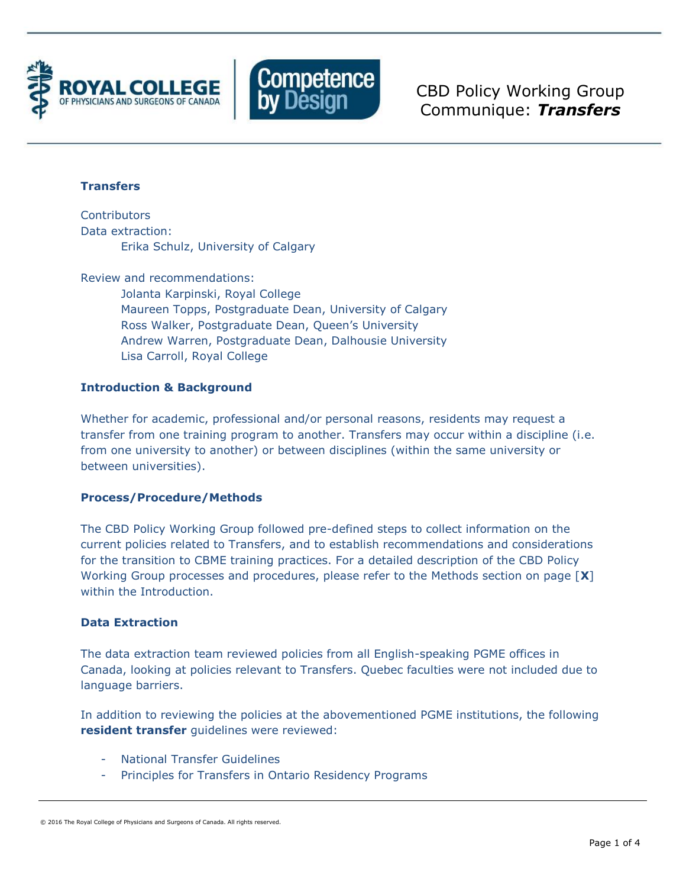# CBD Policy Working Group Communique: ***Transfers***

## Transfers

Contributors

Data extraction:

Erika Schulz, University of Calgary

Review and recommendations:

Jolanta Karpinski, Royal College
Maureen Topps, Postgraduate Dean, University of Calgary
Ross Walker, Postgraduate Dean, Queen's University
Andrew Warren, Postgraduate Dean, Dalhousie University
Lisa Carroll, Royal College

## Introduction & Background

Whether for academic, professional and/or personal reasons, residents may request a transfer from one training program to another. Transfers may occur within a discipline (i.e. from one university to another) or between disciplines (within the same university or between universities).

## Process/Procedure/Methods

The CBD Policy Working Group followed pre-defined steps to collect information on the current policies related to Transfers, and to establish recommendations and considerations for the transition to CBME training practices. For a detailed description of the CBD Policy Working Group processes and procedures, please refer to the Methods section on page [**X**] within the Introduction.

## Data Extraction

The data extraction team reviewed policies from all English-speaking PGME offices in Canada, looking at policies relevant to Transfers. Quebec faculties were not included due to language barriers.

In addition to reviewing the policies at the abovementioned PGME institutions, the following **resident transfer** guidelines were reviewed:

- National Transfer Guidelines
- Principles for Transfers in Ontario Residency Programs

© 2016 The Royal College of Physicians and Surgeons of Canada. All rights reserved.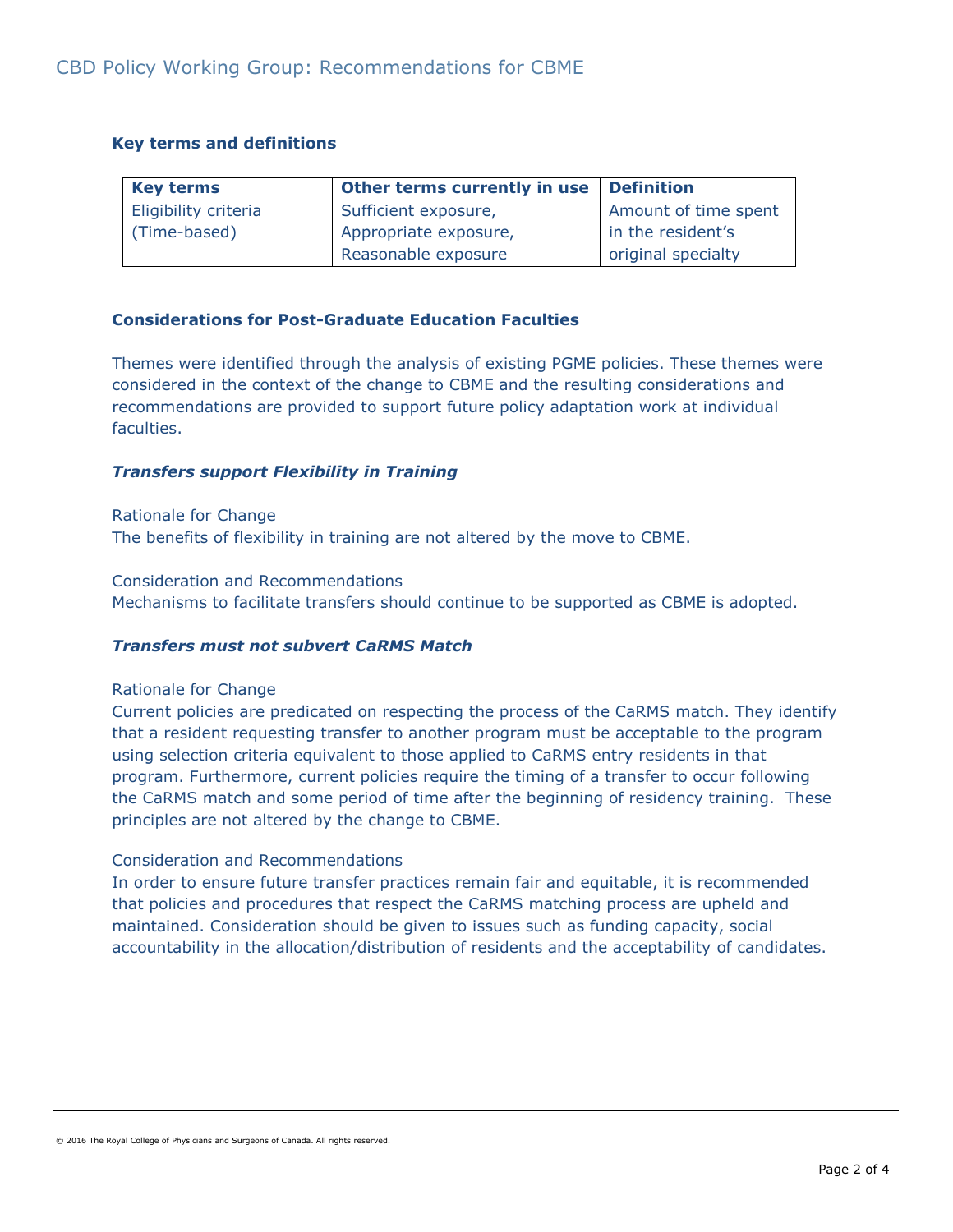### Key terms and definitions

| Key terms | Other terms currently in use | Definition |
|---|---|---|
| Eligibility criteria (Time-based) | Sufficient exposure, Appropriate exposure, Reasonable exposure | Amount of time spent in the resident's original specialty |

### Considerations for Post-Graduate Education Faculties

Themes were identified through the analysis of existing PGME policies. These themes were considered in the context of the change to CBME and the resulting considerations and recommendations are provided to support future policy adaptation work at individual faculties.

#### *Transfers support Flexibility in Training*

Rationale for Change
The benefits of flexibility in training are not altered by the move to CBME.

Consideration and Recommendations
Mechanisms to facilitate transfers should continue to be supported as CBME is adopted.

#### *Transfers must not subvert CaRMS Match*

Rationale for Change
Current policies are predicated on respecting the process of the CaRMS match. They identify that a resident requesting transfer to another program must be acceptable to the program using selection criteria equivalent to those applied to CaRMS entry residents in that program. Furthermore, current policies require the timing of a transfer to occur following the CaRMS match and some period of time after the beginning of residency training. These principles are not altered by the change to CBME.

Consideration and Recommendations
In order to ensure future transfer practices remain fair and equitable, it is recommended that policies and procedures that respect the CaRMS matching process are upheld and maintained. Consideration should be given to issues such as funding capacity, social accountability in the allocation/distribution of residents and the acceptability of candidates.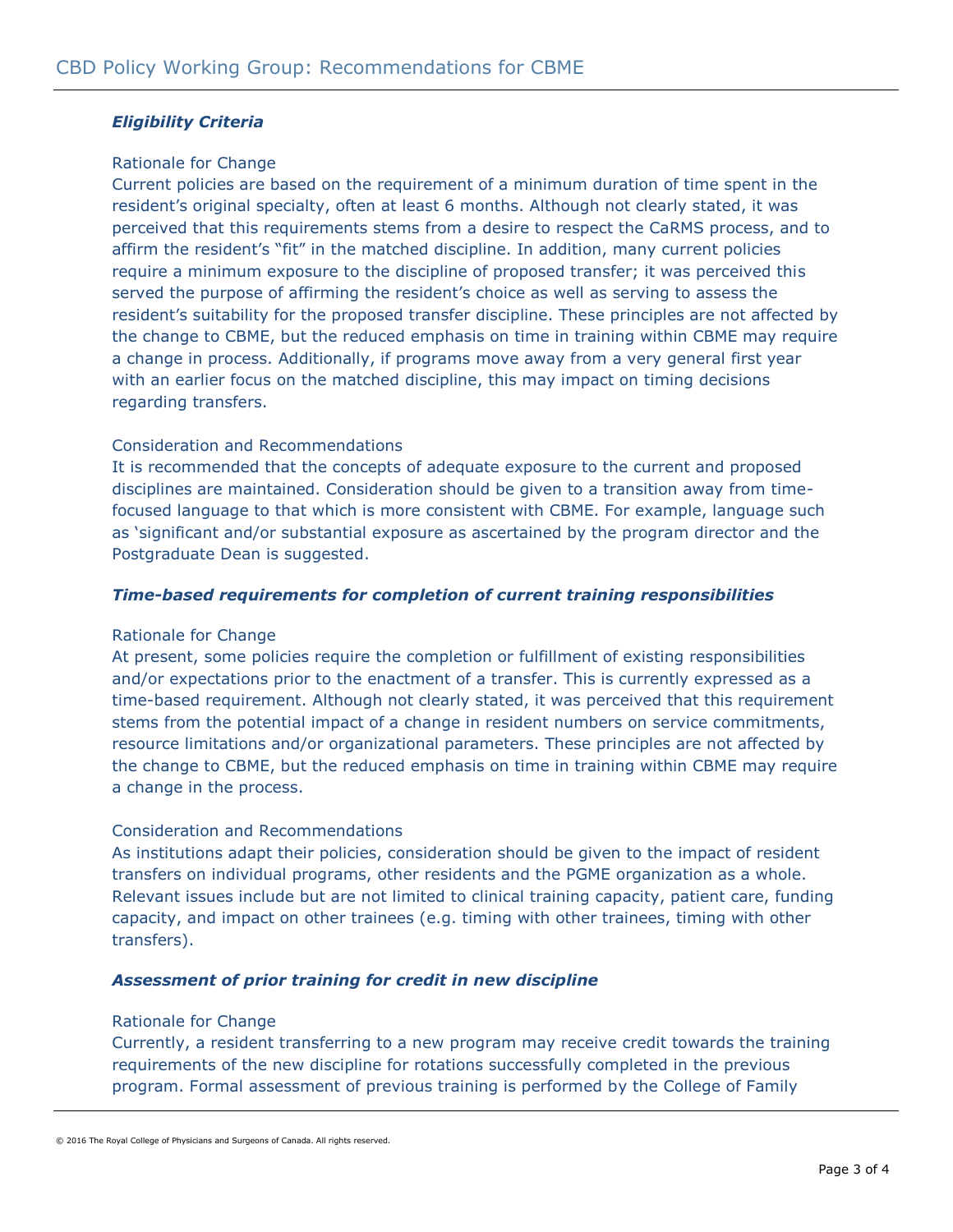### *Eligibility Criteria*

Rationale for Change

Current policies are based on the requirement of a minimum duration of time spent in the resident's original specialty, often at least 6 months. Although not clearly stated, it was perceived that this requirements stems from a desire to respect the CaRMS process, and to affirm the resident's "fit" in the matched discipline. In addition, many current policies require a minimum exposure to the discipline of proposed transfer; it was perceived this served the purpose of affirming the resident's choice as well as serving to assess the resident's suitability for the proposed transfer discipline. These principles are not affected by the change to CBME, but the reduced emphasis on time in training within CBME may require a change in process. Additionally, if programs move away from a very general first year with an earlier focus on the matched discipline, this may impact on timing decisions regarding transfers.

Consideration and Recommendations

It is recommended that the concepts of adequate exposure to the current and proposed disciplines are maintained. Consideration should be given to a transition away from time-focused language to that which is more consistent with CBME. For example, language such as 'significant and/or substantial exposure as ascertained by the program director and the Postgraduate Dean is suggested.

### *Time-based requirements for completion of current training responsibilities*

Rationale for Change

At present, some policies require the completion or fulfillment of existing responsibilities and/or expectations prior to the enactment of a transfer. This is currently expressed as a time-based requirement. Although not clearly stated, it was perceived that this requirement stems from the potential impact of a change in resident numbers on service commitments, resource limitations and/or organizational parameters. These principles are not affected by the change to CBME, but the reduced emphasis on time in training within CBME may require a change in the process.

Consideration and Recommendations

As institutions adapt their policies, consideration should be given to the impact of resident transfers on individual programs, other residents and the PGME organization as a whole. Relevant issues include but are not limited to clinical training capacity, patient care, funding capacity, and impact on other trainees (e.g. timing with other trainees, timing with other transfers).

### *Assessment of prior training for credit in new discipline*

Rationale for Change

Currently, a resident transferring to a new program may receive credit towards the training requirements of the new discipline for rotations successfully completed in the previous program. Formal assessment of previous training is performed by the College of Family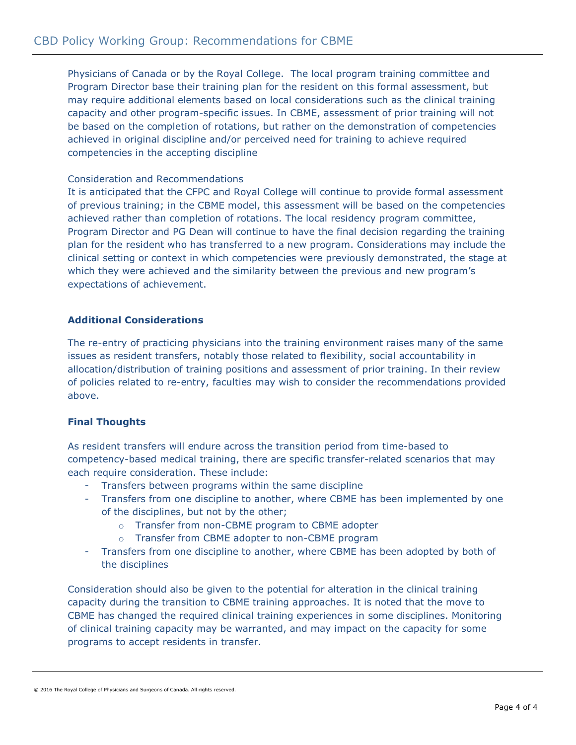Physicians of Canada or by the Royal College. The local program training committee and Program Director base their training plan for the resident on this formal assessment, but may require additional elements based on local considerations such as the clinical training capacity and other program-specific issues. In CBME, assessment of prior training will not be based on the completion of rotations, but rather on the demonstration of competencies achieved in original discipline and/or perceived need for training to achieve required competencies in the accepting discipline

Consideration and Recommendations

It is anticipated that the CFPC and Royal College will continue to provide formal assessment of previous training; in the CBME model, this assessment will be based on the competencies achieved rather than completion of rotations. The local residency program committee, Program Director and PG Dean will continue to have the final decision regarding the training plan for the resident who has transferred to a new program. Considerations may include the clinical setting or context in which competencies were previously demonstrated, the stage at which they were achieved and the similarity between the previous and new program's expectations of achievement.

**Additional Considerations**

The re-entry of practicing physicians into the training environment raises many of the same issues as resident transfers, notably those related to flexibility, social accountability in allocation/distribution of training positions and assessment of prior training. In their review of policies related to re-entry, faculties may wish to consider the recommendations provided above.

**Final Thoughts**

As resident transfers will endure across the transition period from time-based to competency-based medical training, there are specific transfer-related scenarios that may each require consideration. These include:

- Transfers between programs within the same discipline
- Transfers from one discipline to another, where CBME has been implemented by one of the disciplines, but not by the other;
  - Transfer from non-CBME program to CBME adopter
  - Transfer from CBME adopter to non-CBME program
- Transfers from one discipline to another, where CBME has been adopted by both of the disciplines

Consideration should also be given to the potential for alteration in the clinical training capacity during the transition to CBME training approaches. It is noted that the move to CBME has changed the required clinical training experiences in some disciplines. Monitoring of clinical training capacity may be warranted, and may impact on the capacity for some programs to accept residents in transfer.